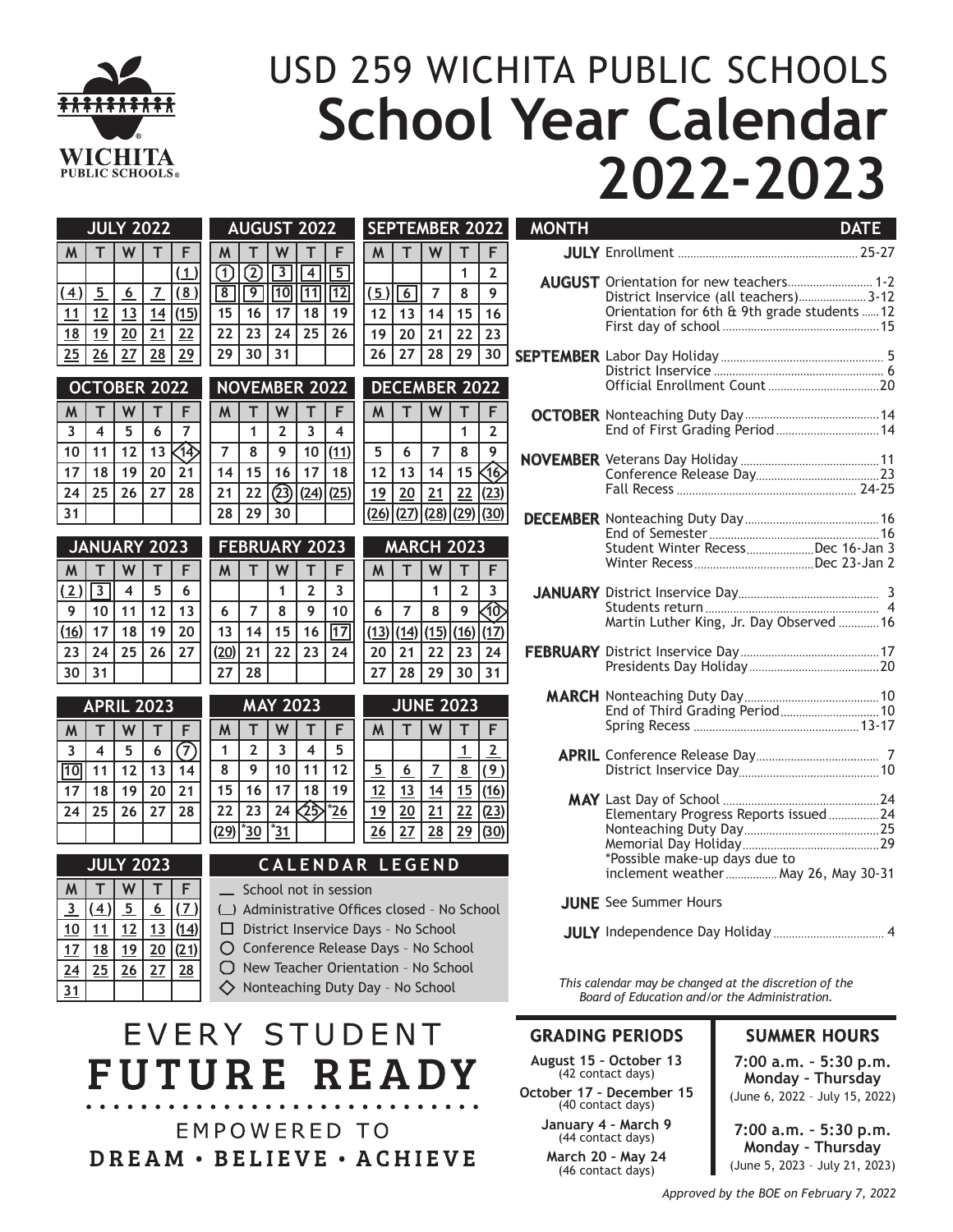# USD 259 WICHITA PUBLIC SCHOOLS
# School Year Calendar 2022-2023

WICHITA PUBLIC SCHOOLS

### JULY 2022

| M | T | W | T | F |
|---|---|---|---|---|
| | | | | (1) |
| (4) | 5 | 6 | 7 | (8) |
| 11 | 12 | 13 | 14 | (15) |
| 18 | 19 | 20 | 21 | 22 |
| 25 | 26 | 27 | 28 | 29 |

### AUGUST 2022

| M | T | W | T | F |
|---|---|---|---|---|
| 1 | 2 | 3 | 4 | 5 |
| 8 | 9 | 10 | 11 | 12 |
| 15 | 16 | 17 | 18 | 19 |
| 22 | 23 | 24 | 25 | 26 |
| 29 | 30 | 31 | | |

### SEPTEMBER 2022

| M | T | W | T | F |
|---|---|---|---|---|
| | | | 1 | 2 |
| (5) | 6 | 7 | 8 | 9 |
| 12 | 13 | 14 | 15 | 16 |
| 19 | 20 | 21 | 22 | 23 |
| 26 | 27 | 28 | 29 | 30 |

### OCTOBER 2022

| M | T | W | T | F |
|---|---|---|---|---|
| 3 | 4 | 5 | 6 | 7 |
| 10 | 11 | 12 | 13 | 14 |
| 17 | 18 | 19 | 20 | 21 |
| 24 | 25 | 26 | 27 | 28 |
| 31 | | | | |

### NOVEMBER 2022

| M | T | W | T | F |
|---|---|---|---|---|
| | 1 | 2 | 3 | 4 |
| 7 | 8 | 9 | 10 | (11) |
| 14 | 15 | 16 | 17 | 18 |
| 21 | 22 | 23 | (24) | (25) |
| 28 | 29 | 30 | | |

### DECEMBER 2022

| M | T | W | T | F |
|---|---|---|---|---|
| | | | 1 | 2 |
| 5 | 6 | 7 | 8 | 9 |
| 12 | 13 | 14 | 15 | 16 |
| 19 | 20 | 21 | 22 | (23) |
| (26) | (27) | (28) | (29) | (30) |

### JANUARY 2023

| M | T | W | T | F |
|---|---|---|---|---|
| (2) | 3 | 4 | 5 | 6 |
| 9 | 10 | 11 | 12 | 13 |
| (16) | 17 | 18 | 19 | 20 |
| 23 | 24 | 25 | 26 | 27 |
| 30 | 31 | | | |

### FEBRUARY 2023

| M | T | W | T | F |
|---|---|---|---|---|
| | | 1 | 2 | 3 |
| 6 | 7 | 8 | 9 | 10 |
| 13 | 14 | 15 | 16 | 17 |
| (20) | 21 | 22 | 23 | 24 |
| 27 | 28 | | | |

### MARCH 2023

| M | T | W | T | F |
|---|---|---|---|---|
| | | 1 | 2 | 3 |
| 6 | 7 | 8 | 9 | 10 |
| (13) | (14) | (15) | (16) | (17) |
| 20 | 21 | 22 | 23 | 24 |
| 27 | 28 | 29 | 30 | 31 |

### APRIL 2023

| M | T | W | T | F |
|---|---|---|---|---|
| 3 | 4 | 5 | 6 | 7 |
| 10 | 11 | 12 | 13 | 14 |
| 17 | 18 | 19 | 20 | 21 |
| 24 | 25 | 26 | 27 | 28 |

### MAY 2023

| M | T | W | T | F |
|---|---|---|---|---|
| 1 | 2 | 3 | 4 | 5 |
| 8 | 9 | 10 | 11 | 12 |
| 15 | 16 | 17 | 18 | 19 |
| 22 | 23 | 24 | 25 | *26 |
| (29) | *30 | *31 | | |

### JUNE 2023

| M | T | W | T | F |
|---|---|---|---|---|
| | | | 1 | 2 |
| 5 | 6 | 7 | 8 | (9) |
| 12 | 13 | 14 | 15 | (16) |
| 19 | 20 | 21 | 22 | (23) |
| 26 | 27 | 28 | 29 | (30) |

### JULY 2023

| M | T | W | T | F |
|---|---|---|---|---|
| 3 | (4) | 5 | 6 | (7) |
| 10 | 11 | 12 | 13 | (14) |
| 17 | 18 | 19 | 20 | (21) |
| 24 | 25 | 26 | 27 | 28 |
| 31 | | | | |

### CALENDAR LEGEND

- __ School not in session
- (__) Administrative Offices closed – No School
- ☐ District Inservice Days – No School
- ○ Conference Release Days – No School
- ○ New Teacher Orientation – No School
- ◇ Nonteaching Duty Day – No School

| MONTH | | DATE |
|---|---|---|
| **JULY** | Enrollment | 25-27 |
| **AUGUST** | Orientation for new teachers | 1-2 |
| | District Inservice (all teachers) | 3-12 |
| | Orientation for 6th & 9th grade students | 12 |
| | First day of school | 15 |
| **SEPTEMBER** | Labor Day Holiday | 5 |
| | District Inservice | 6 |
| | Official Enrollment Count | 20 |
| **OCTOBER** | Nonteaching Duty Day | 14 |
| | End of First Grading Period | 14 |
| **NOVEMBER** | Veterans Day Holiday | 11 |
| | Conference Release Day | 23 |
| | Fall Recess | 24-25 |
| **DECEMBER** | Nonteaching Duty Day | 16 |
| | End of Semester | 16 |
| | Student Winter Recess | Dec 16-Jan 3 |
| | Winter Recess | Dec 23-Jan 2 |
| **JANUARY** | District Inservice Day | 3 |
| | Students return | 4 |
| | Martin Luther King, Jr. Day Observed | 16 |
| **FEBRUARY** | District Inservice Day | 17 |
| | Presidents Day Holiday | 20 |
| **MARCH** | Nonteaching Duty Day | 10 |
| | End of Third Grading Period | 10 |
| | Spring Recess | 13-17 |
| **APRIL** | Conference Release Day | 7 |
| | District Inservice Day | 10 |
| **MAY** | Last Day of School | 24 |
| | Elementary Progress Reports issued | 24 |
| | Nonteaching Duty Day | 25 |
| | Memorial Day Holiday | 29 |
| | *Possible make-up days due to inclement weather | May 26, May 30-31 |
| **JUNE** | See Summer Hours | |
| **JULY** | Independence Day Holiday | 4 |

*This calendar may be changed at the discretion of the Board of Education and/or the Administration.*

EVERY STUDENT
**FUTURE READY**
EMPOWERED TO
**DREAM • BELIEVE • ACHIEVE**

### GRADING PERIODS

**August 15 – October 13**
(42 contact days)

**October 17 – December 15**
(40 contact days)

**January 4 – March 9**
(44 contact days)

**March 20 – May 24**
(46 contact days)

### SUMMER HOURS

**7:00 a.m. – 5:30 p.m.**
**Monday – Thursday**
(June 6, 2022 – July 15, 2022)

**7:00 a.m. – 5:30 p.m.**
**Monday – Thursday**
(June 5, 2023 – July 21, 2023)

*Approved by the BOE on February 7, 2022*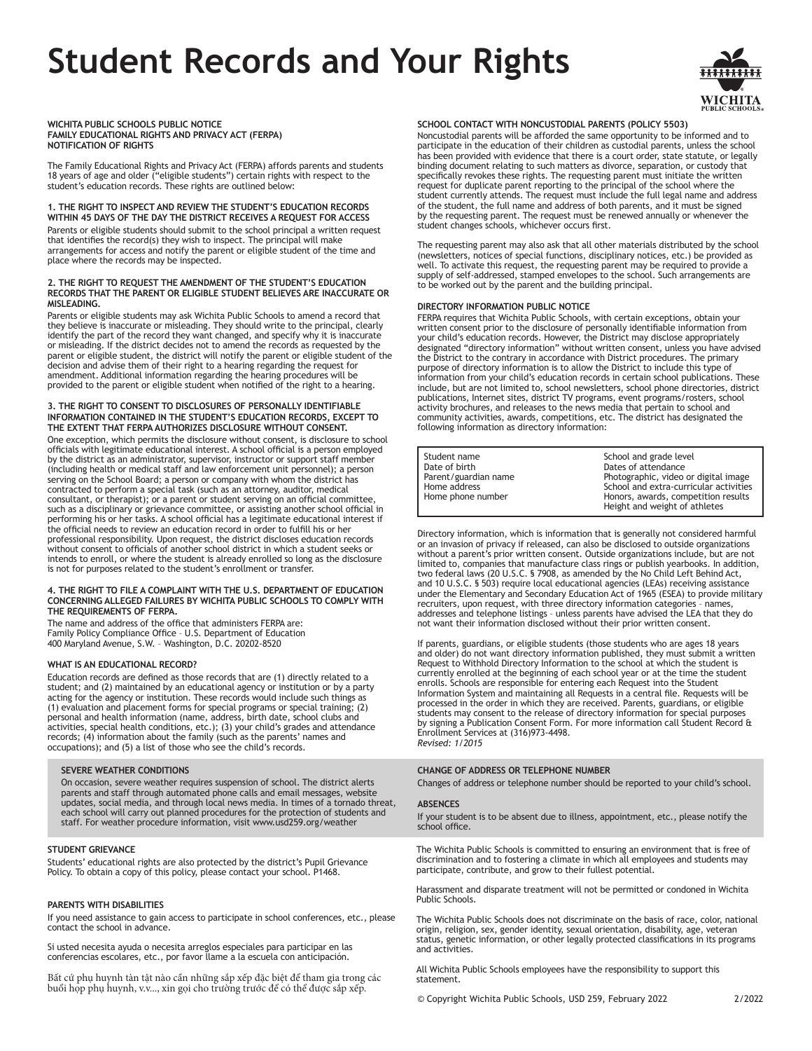# Student Records and Your Rights

**WICHITA PUBLIC SCHOOLS PUBLIC NOTICE**
**FAMILY EDUCATIONAL RIGHTS AND PRIVACY ACT (FERPA)**
**NOTIFICATION OF RIGHTS**

The Family Educational Rights and Privacy Act (FERPA) affords parents and students 18 years of age and older ("eligible students") certain rights with respect to the student's education records. These rights are outlined below:

**1. THE RIGHT TO INSPECT AND REVIEW THE STUDENT'S EDUCATION RECORDS WITHIN 45 DAYS OF THE DAY THE DISTRICT RECEIVES A REQUEST FOR ACCESS**

Parents or eligible students should submit to the school principal a written request that identifies the record(s) they wish to inspect. The principal will make arrangements for access and notify the parent or eligible student of the time and place where the records may be inspected.

**2. THE RIGHT TO REQUEST THE AMENDMENT OF THE STUDENT'S EDUCATION RECORDS THAT THE PARENT OR ELIGIBLE STUDENT BELIEVES ARE INACCURATE OR MISLEADING.**

Parents or eligible students may ask Wichita Public Schools to amend a record that they believe is inaccurate or misleading. They should write to the principal, clearly identify the part of the record they want changed, and specify why it is inaccurate or misleading. If the district decides not to amend the records as requested by the parent or eligible student, the district will notify the parent or eligible student of the decision and advise them of their right to a hearing regarding the request for amendment. Additional information regarding the hearing procedures will be provided to the parent or eligible student when notified of the right to a hearing.

**3. THE RIGHT TO CONSENT TO DISCLOSURES OF PERSONALLY IDENTIFIABLE INFORMATION CONTAINED IN THE STUDENT'S EDUCATION RECORDS, EXCEPT TO THE EXTENT THAT FERPA AUTHORIZES DISCLOSURE WITHOUT CONSENT.**

One exception, which permits the disclosure without consent, is disclosure to school officials with legitimate educational interest. A school official is a person employed by the district as an administrator, supervisor, instructor or support staff member (including health or medical staff and law enforcement unit personnel); a person serving on the School Board; a person or company with whom the district has contracted to perform a special task (such as an attorney, auditor, medical consultant, or therapist); or a parent or student serving on an official committee, such as a disciplinary or grievance committee, or assisting another school official in performing his or her tasks. A school official has a legitimate educational interest if the official needs to review an education record in order to fulfill his or her professional responsibility. Upon request, the district discloses education records without consent to officials of another school district in which a student seeks or intends to enroll, or where the student is already enrolled so long as the disclosure is not for purposes related to the student's enrollment or transfer.

**4. THE RIGHT TO FILE A COMPLAINT WITH THE U.S. DEPARTMENT OF EDUCATION CONCERNING ALLEGED FAILURES BY WICHITA PUBLIC SCHOOLS TO COMPLY WITH THE REQUIREMENTS OF FERPA.**

The name and address of the office that administers FERPA are:
Family Policy Compliance Office – U.S. Department of Education
400 Maryland Avenue, S.W. – Washington, D.C. 20202-8520

**WHAT IS AN EDUCATIONAL RECORD?**

Education records are defined as those records that are (1) directly related to a student; and (2) maintained by an educational agency or institution or by a party acting for the agency or institution. These records would include such things as (1) evaluation and placement forms for special programs or special training; (2) personal and health information (name, address, birth date, school clubs and activities, special health conditions, etc.); (3) your child's grades and attendance records; (4) information about the family (such as the parents' names and occupations); and (5) a list of those who see the child's records.

**SEVERE WEATHER CONDITIONS**

On occasion, severe weather requires suspension of school. The district alerts parents and staff through automated phone calls and email messages, website updates, social media, and through local news media. In times of a tornado threat, each school will carry out planned procedures for the protection of students and staff. For weather procedure information, visit www.usd259.org/weather

**STUDENT GRIEVANCE**

Students' educational rights are also protected by the district's Pupil Grievance Policy. To obtain a copy of this policy, please contact your school. P1468.

**PARENTS WITH DISABILITIES**

If you need assistance to gain access to participate in school conferences, etc., please contact the school in advance.

Si usted necesita ayuda o necesita arreglos especiales para participar en las conferencias escolares, etc., por favor llame a la escuela con anticipación.

Bất cứ phụ huynh tàn tật nào cần những sắp xếp đặc biệt để tham gia trong các buổi họp phụ huynh, v.v..., xin gọi cho trường trước để có thể được sắp xếp.

**SCHOOL CONTACT WITH NONCUSTODIAL PARENTS (POLICY 5503)**

Noncustodial parents will be afforded the same opportunity to be informed and to participate in the education of their children as custodial parents, unless the school has been provided with evidence that there is a court order, state statute, or legally binding document relating to such matters as divorce, separation, or custody that specifically revokes these rights. The requesting parent must initiate the written request for duplicate parent reporting to the principal of the school where the student currently attends. The request must include the full legal name and address of the student, the full name and address of both parents, and it must be signed by the requesting parent. The request must be renewed annually or whenever the student changes schools, whichever occurs first.

The requesting parent may also ask that all other materials distributed by the school (newsletters, notices of special functions, disciplinary notices, etc.) be provided as well. To activate this request, the requesting parent may be required to provide a supply of self-addressed, stamped envelopes to the school. Such arrangements are to be worked out by the parent and the building principal.

**DIRECTORY INFORMATION PUBLIC NOTICE**

FERPA requires that Wichita Public Schools, with certain exceptions, obtain your written consent prior to the disclosure of personally identifiable information from your child's education records. However, the District may disclose appropriately designated "directory information" without written consent, unless you have advised the District to the contrary in accordance with District procedures. The primary purpose of directory information is to allow the District to include this type of information from your child's education records in certain school publications. These include, but are not limited to, school newsletters, school phone directories, district publications, Internet sites, district TV programs, event programs/rosters, school activity brochures, and releases to the news media that pertain to school and community activities, awards, competitions, etc. The district has designated the following information as directory information:

| | |
|---|---|
| Student name | School and grade level |
| Date of birth | Dates of attendance |
| Parent/guardian name | Photographic, video or digital image |
| Home address | School and extra-curricular activities |
| Home phone number | Honors, awards, competition results |
| | Height and weight of athletes |

Directory information, which is information that is generally not considered harmful or an invasion of privacy if released, can also be disclosed to outside organizations without a parent's prior written consent. Outside organizations include, but are not limited to, companies that manufacture class rings or publish yearbooks. In addition, two federal laws (20 U.S.C. § 7908, as amended by the No Child Left Behind Act, and 10 U.S.C. § 503) require local educational agencies (LEAs) receiving assistance under the Elementary and Secondary Education Act of 1965 (ESEA) to provide military recruiters, upon request, with three directory information categories – names, addresses and telephone listings – unless parents have advised the LEA that they do not want their information disclosed without their prior written consent.

If parents, guardians, or eligible students (those students who are ages 18 years and older) do not want directory information published, they must submit a written Request to Withhold Directory Information to the school at which the student is currently enrolled at the beginning of each school year or at the time the student enrolls. Schools are responsible for entering each Request into the Student Information System and maintaining all Requests in a central file. Requests will be processed in the order in which they are received. Parents, guardians, or eligible students may consent to the release of directory information for special purposes by signing a Publication Consent Form. For more information call Student Record & Enrollment Services at (316)973-4498.
*Revised: 1/2015*

**CHANGE OF ADDRESS OR TELEPHONE NUMBER**

Changes of address or telephone number should be reported to your child's school.

**ABSENCES**

If your student is to be absent due to illness, appointment, etc., please notify the school office.

The Wichita Public Schools is committed to ensuring an environment that is free of discrimination and to fostering a climate in which all employees and students may participate, contribute, and grow to their fullest potential.

Harassment and disparate treatment will not be permitted or condoned in Wichita Public Schools.

The Wichita Public Schools does not discriminate on the basis of race, color, national origin, religion, sex, gender identity, sexual orientation, disability, age, veteran status, genetic information, or other legally protected classifications in its programs and activities.

All Wichita Public Schools employees have the responsibility to support this statement.

© Copyright Wichita Public Schools, USD 259, February 2022 2/2022